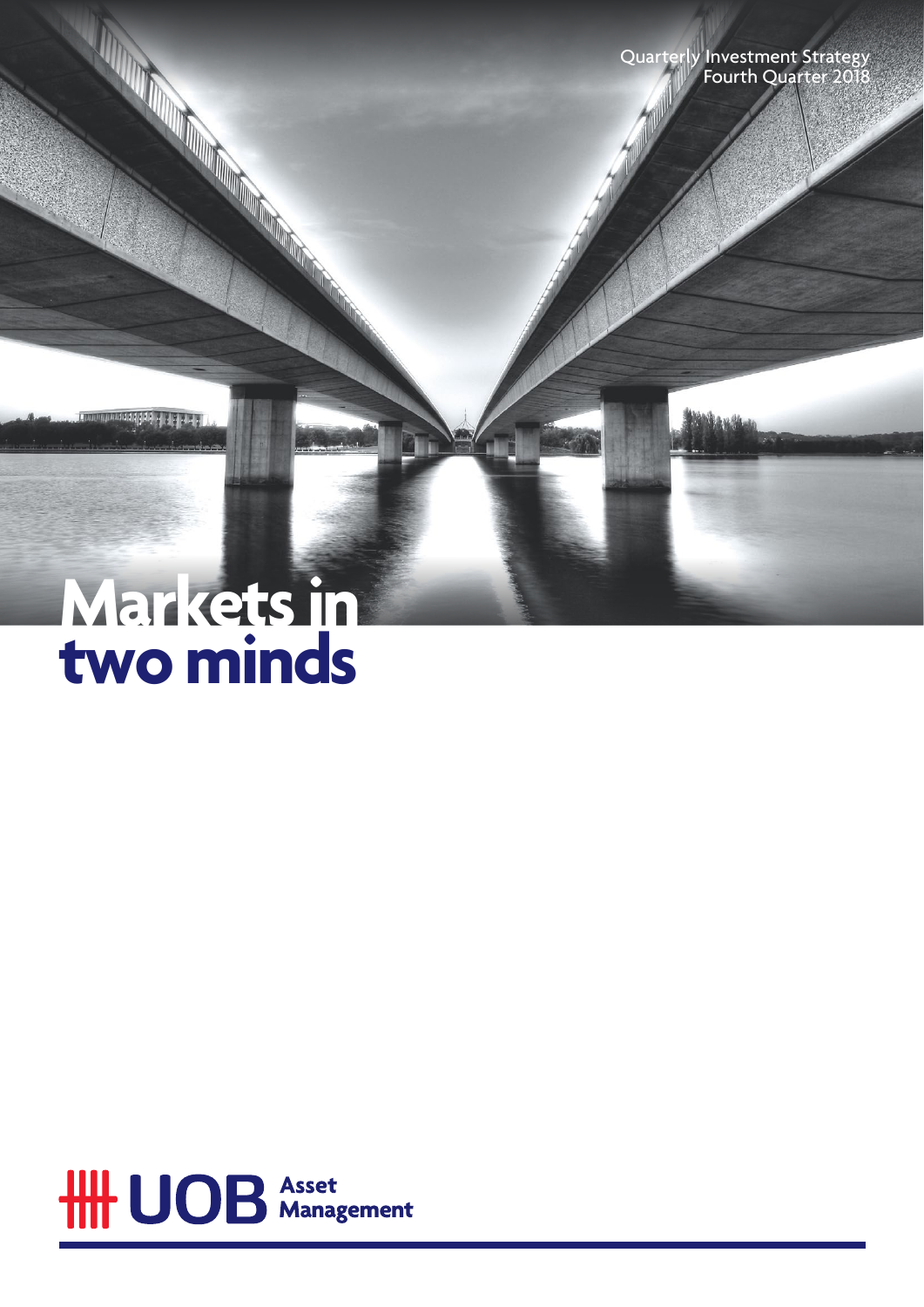Quarterly Investment Strategy
Fourth Quarter 2018

# Markets in two minds

UOB Asset Management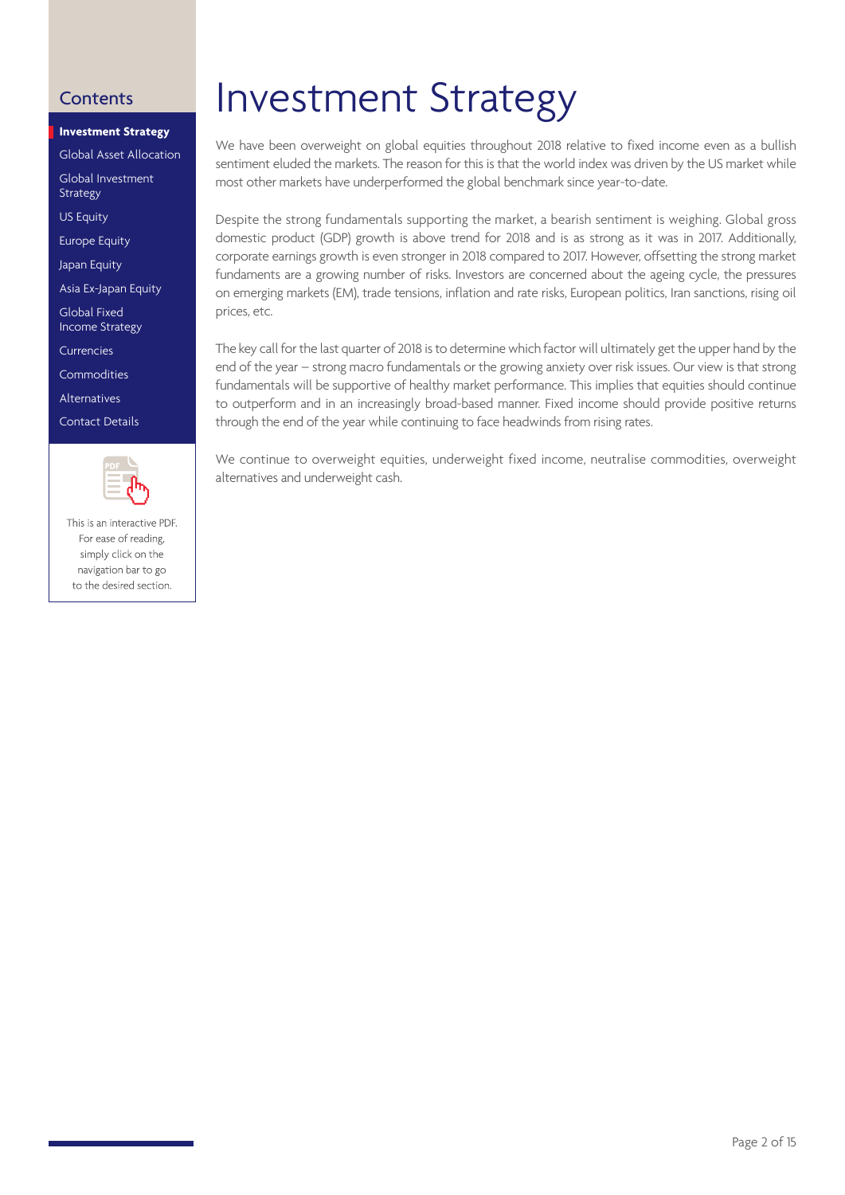# Investment Strategy

We have been overweight on global equities throughout 2018 relative to fixed income even as a bullish sentiment eluded the markets. The reason for this is that the world index was driven by the US market while most other markets have underperformed the global benchmark since year-to-date.

Despite the strong fundamentals supporting the market, a bearish sentiment is weighing. Global gross domestic product (GDP) growth is above trend for 2018 and is as strong as it was in 2017. Additionally, corporate earnings growth is even stronger in 2018 compared to 2017. However, offsetting the strong market fundaments are a growing number of risks. Investors are concerned about the ageing cycle, the pressures on emerging markets (EM), trade tensions, inflation and rate risks, European politics, Iran sanctions, rising oil prices, etc.

The key call for the last quarter of 2018 is to determine which factor will ultimately get the upper hand by the end of the year – strong macro fundamentals or the growing anxiety over risk issues. Our view is that strong fundamentals will be supportive of healthy market performance. This implies that equities should continue to outperform and in an increasingly broad-based manner. Fixed income should provide positive returns through the end of the year while continuing to face headwinds from rising rates.

We continue to overweight equities, underweight fixed income, neutralise commodities, overweight alternatives and underweight cash.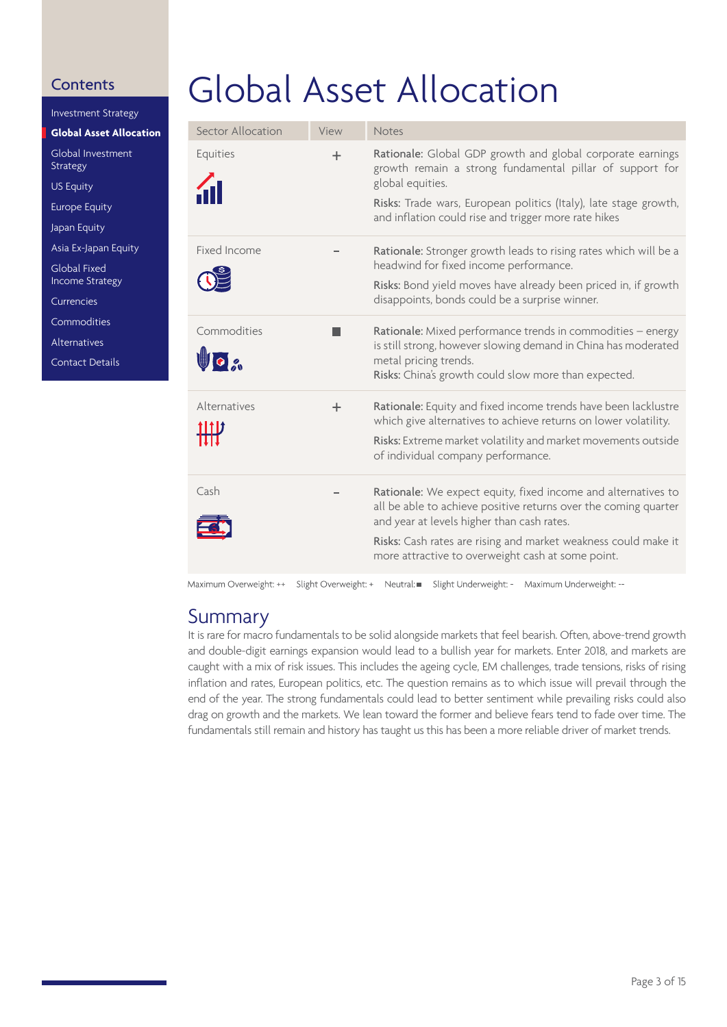## Contents

- Investment Strategy
- **Global Asset Allocation**
- Global Investment Strategy
- US Equity
- Europe Equity
- Japan Equity
- Asia Ex-Japan Equity
- Global Fixed Income Strategy
- Currencies
- Commodities
- Alternatives
- Contact Details

# Global Asset Allocation

| Sector Allocation | View | Notes |
|---|---|---|
| Equities | + | **Rationale:** Global GDP growth and global corporate earnings growth remain a strong fundamental pillar of support for global equities. **Risks:** Trade wars, European politics (Italy), late stage growth, and inflation could rise and trigger more rate hikes |
| Fixed Income | - | **Rationale:** Stronger growth leads to rising rates which will be a headwind for fixed income performance. **Risks:** Bond yield moves have already been priced in, if growth disappoints, bonds could be a surprise winner. |
| Commodities | ■ | **Rationale:** Mixed performance trends in commodities – energy is still strong, however slowing demand in China has moderated metal pricing trends. **Risks:** China's growth could slow more than expected. |
| Alternatives | + | **Rationale:** Equity and fixed income trends have been lacklustre which give alternatives to achieve returns on lower volatility. **Risks:** Extreme market volatility and market movements outside of individual company performance. |
| Cash | - | **Rationale:** We expect equity, fixed income and alternatives to all be able to achieve positive returns over the coming quarter and year at levels higher than cash rates. **Risks:** Cash rates are rising and market weakness could make it more attractive to overweight cash at some point. |

Maximum Overweight: ++ Slight Overweight: + Neutral: ■ Slight Underweight: - Maximum Underweight: --

## Summary

It is rare for macro fundamentals to be solid alongside markets that feel bearish. Often, above-trend growth and double-digit earnings expansion would lead to a bullish year for markets. Enter 2018, and markets are caught with a mix of risk issues. This includes the ageing cycle, EM challenges, trade tensions, risks of rising inflation and rates, European politics, etc. The question remains as to which issue will prevail through the end of the year. The strong fundamentals could lead to better sentiment while prevailing risks could also drag on growth and the markets. We lean toward the former and believe fears tend to fade over time. The fundamentals still remain and history has taught us this has been a more reliable driver of market trends.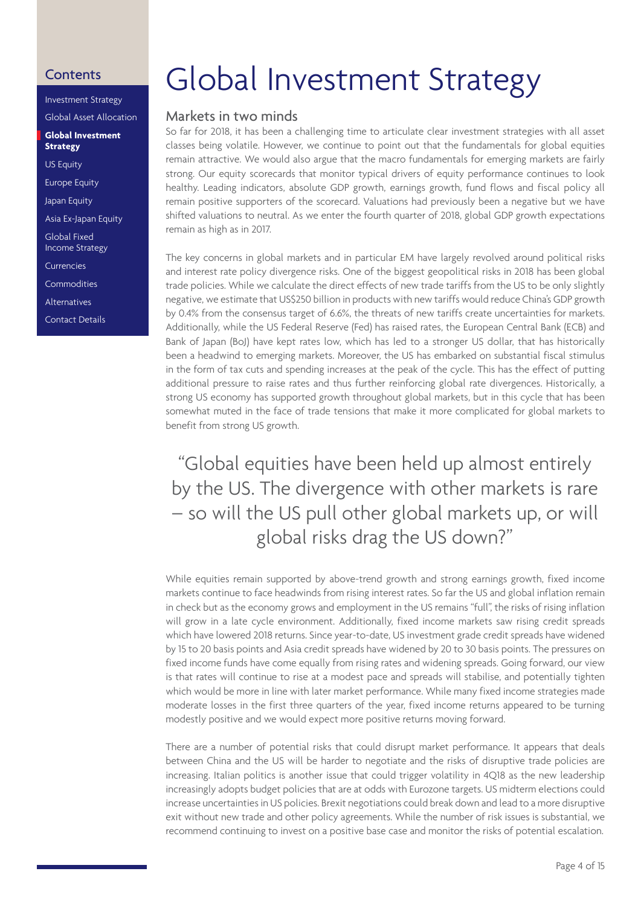# Global Investment Strategy

## Markets in two minds

So far for 2018, it has been a challenging time to articulate clear investment strategies with all asset classes being volatile. However, we continue to point out that the fundamentals for global equities remain attractive. We would also argue that the macro fundamentals for emerging markets are fairly strong. Our equity scorecards that monitor typical drivers of equity performance continues to look healthy. Leading indicators, absolute GDP growth, earnings growth, fund flows and fiscal policy all remain positive supporters of the scorecard. Valuations had previously been a negative but we have shifted valuations to neutral. As we enter the fourth quarter of 2018, global GDP growth expectations remain as high as in 2017.

The key concerns in global markets and in particular EM have largely revolved around political risks and interest rate policy divergence risks. One of the biggest geopolitical risks in 2018 has been global trade policies. While we calculate the direct effects of new trade tariffs from the US to be only slightly negative, we estimate that US$250 billion in products with new tariffs would reduce China's GDP growth by 0.4% from the consensus target of 6.6%, the threats of new tariffs create uncertainties for markets. Additionally, while the US Federal Reserve (Fed) has raised rates, the European Central Bank (ECB) and Bank of Japan (BoJ) have kept rates low, which has led to a stronger US dollar, that has historically been a headwind to emerging markets. Moreover, the US has embarked on substantial fiscal stimulus in the form of tax cuts and spending increases at the peak of the cycle. This has the effect of putting additional pressure to raise rates and thus further reinforcing global rate divergences. Historically, a strong US economy has supported growth throughout global markets, but in this cycle that has been somewhat muted in the face of trade tensions that make it more complicated for global markets to benefit from strong US growth.

> "Global equities have been held up almost entirely by the US. The divergence with other markets is rare – so will the US pull other global markets up, or will global risks drag the US down?"

While equities remain supported by above-trend growth and strong earnings growth, fixed income markets continue to face headwinds from rising interest rates. So far the US and global inflation remain in check but as the economy grows and employment in the US remains "full", the risks of rising inflation will grow in a late cycle environment. Additionally, fixed income markets saw rising credit spreads which have lowered 2018 returns. Since year-to-date, US investment grade credit spreads have widened by 15 to 20 basis points and Asia credit spreads have widened by 20 to 30 basis points. The pressures on fixed income funds have come equally from rising rates and widening spreads. Going forward, our view is that rates will continue to rise at a modest pace and spreads will stabilise, and potentially tighten which would be more in line with later market performance. While many fixed income strategies made moderate losses in the first three quarters of the year, fixed income returns appeared to be turning modestly positive and we would expect more positive returns moving forward.

There are a number of potential risks that could disrupt market performance. It appears that deals between China and the US will be harder to negotiate and the risks of disruptive trade policies are increasing. Italian politics is another issue that could trigger volatility in 4Q18 as the new leadership increasingly adopts budget policies that are at odds with Eurozone targets. US midterm elections could increase uncertainties in US policies. Brexit negotiations could break down and lead to a more disruptive exit without new trade and other policy agreements. While the number of risk issues is substantial, we recommend continuing to invest on a positive base case and monitor the risks of potential escalation.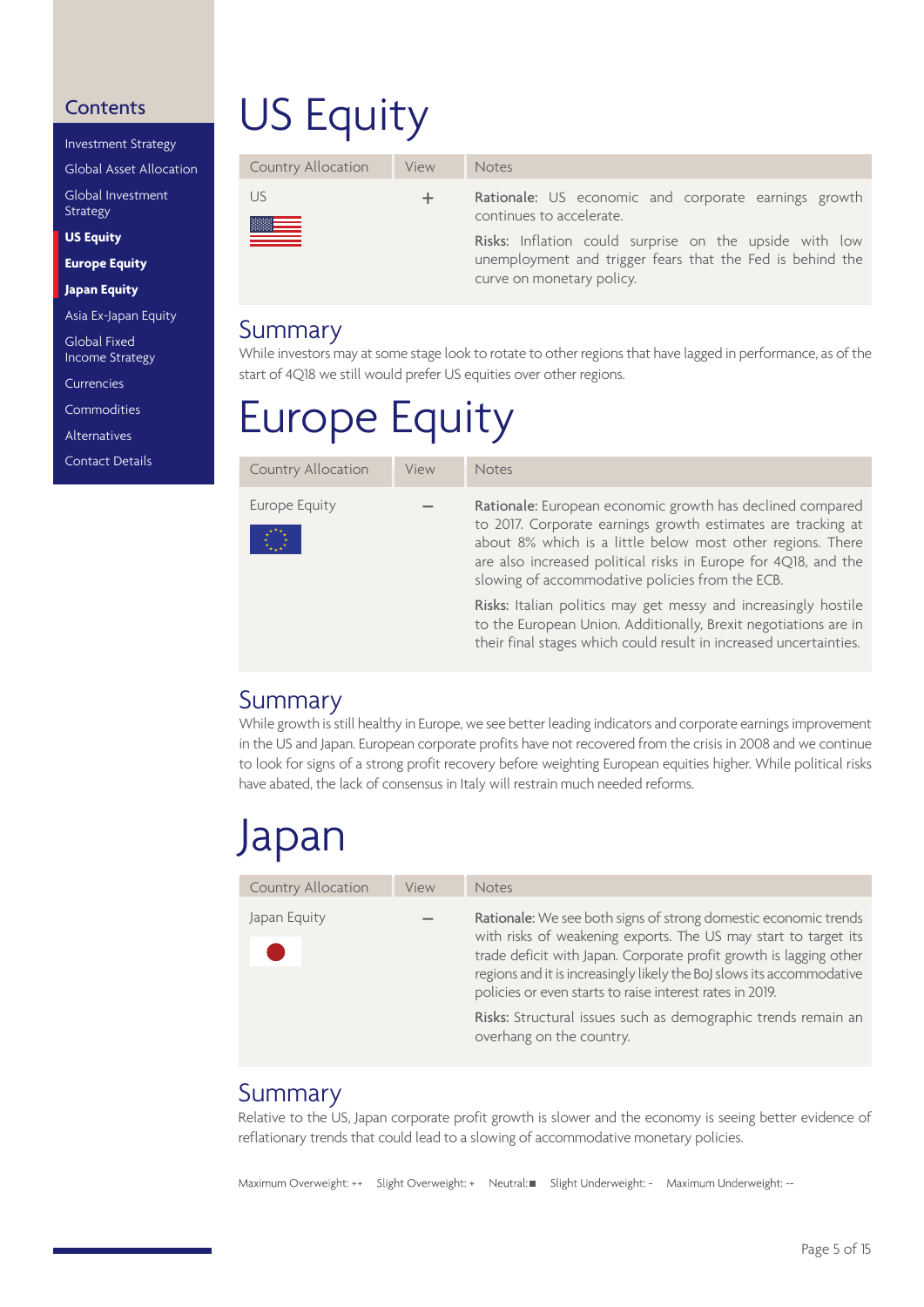## Contents

- Investment Strategy
- Global Asset Allocation
- Global Investment Strategy
- **US Equity**
- **Europe Equity**
- **Japan Equity**
- Asia Ex-Japan Equity
- Global Fixed Income Strategy
- Currencies
- Commodities
- Alternatives
- Contact Details

# US Equity

| Country Allocation | View | Notes |
| --- | --- | --- |
| US | + | Rationale: US economic and corporate earnings growth continues to accelerate.<br><br>Risks: Inflation could surprise on the upside with low unemployment and trigger fears that the Fed is behind the curve on monetary policy. |

## Summary

While investors may at some stage look to rotate to other regions that have lagged in performance, as of the start of 4Q18 we still would prefer US equities over other regions.

# Europe Equity

| Country Allocation | View | Notes |
| --- | --- | --- |
| Europe Equity | – | Rationale: European economic growth has declined compared to 2017. Corporate earnings growth estimates are tracking at about 8% which is a little below most other regions. There are also increased political risks in Europe for 4Q18, and the slowing of accommodative policies from the ECB.<br><br>Risks: Italian politics may get messy and increasingly hostile to the European Union. Additionally, Brexit negotiations are in their final stages which could result in increased uncertainties. |

## Summary

While growth is still healthy in Europe, we see better leading indicators and corporate earnings improvement in the US and Japan. European corporate profits have not recovered from the crisis in 2008 and we continue to look for signs of a strong profit recovery before weighting European equities higher. While political risks have abated, the lack of consensus in Italy will restrain much needed reforms.

# Japan

| Country Allocation | View | Notes |
| --- | --- | --- |
| Japan Equity | – | Rationale: We see both signs of strong domestic economic trends with risks of weakening exports. The US may start to target its trade deficit with Japan. Corporate profit growth is lagging other regions and it is increasingly likely the BoJ slows its accommodative policies or even starts to raise interest rates in 2019.<br><br>Risks: Structural issues such as demographic trends remain an overhang on the country. |

## Summary

Relative to the US, Japan corporate profit growth is slower and the economy is seeing better evidence of reflationary trends that could lead to a slowing of accommodative monetary policies.

Maximum Overweight: ++ Slight Overweight: + Neutral: ■ Slight Underweight: - Maximum Underweight: --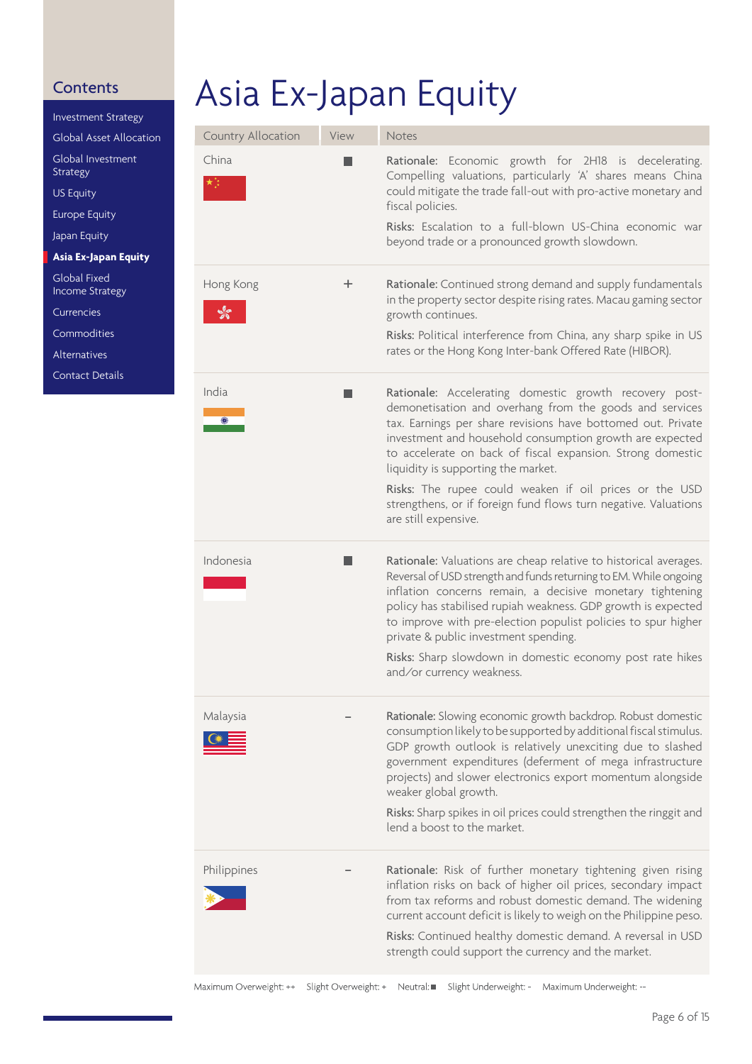# Asia Ex-Japan Equity

| Country Allocation | View | Notes |
|---|---|---|
| China | ■ | **Rationale:** Economic growth for 2H18 is decelerating. Compelling valuations, particularly 'A' shares means China could mitigate the trade fall-out with pro-active monetary and fiscal policies. **Risks:** Escalation to a full-blown US-China economic war beyond trade or a pronounced growth slowdown. |
| Hong Kong | + | **Rationale:** Continued strong demand and supply fundamentals in the property sector despite rising rates. Macau gaming sector growth continues. **Risks:** Political interference from China, any sharp spike in US rates or the Hong Kong Inter-bank Offered Rate (HIBOR). |
| India | ■ | **Rationale:** Accelerating domestic growth recovery post-demonetisation and overhang from the goods and services tax. Earnings per share revisions have bottomed out. Private investment and household consumption growth are expected to accelerate on back of fiscal expansion. Strong domestic liquidity is supporting the market. **Risks:** The rupee could weaken if oil prices or the USD strengthens, or if foreign fund flows turn negative. Valuations are still expensive. |
| Indonesia | ■ | **Rationale:** Valuations are cheap relative to historical averages. Reversal of USD strength and funds returning to EM. While ongoing inflation concerns remain, a decisive monetary tightening policy has stabilised rupiah weakness. GDP growth is expected to improve with pre-election populist policies to spur higher private & public investment spending. **Risks:** Sharp slowdown in domestic economy post rate hikes and/or currency weakness. |
| Malaysia | - | **Rationale:** Slowing economic growth backdrop. Robust domestic consumption likely to be supported by additional fiscal stimulus. GDP growth outlook is relatively unexciting due to slashed government expenditures (deferment of mega infrastructure projects) and slower electronics export momentum alongside weaker global growth. **Risks:** Sharp spikes in oil prices could strengthen the ringgit and lend a boost to the market. |
| Philippines | - | **Rationale:** Risk of further monetary tightening given rising inflation risks on back of higher oil prices, secondary impact from tax reforms and robust domestic demand. The widening current account deficit is likely to weigh on the Philippine peso. **Risks:** Continued healthy domestic demand. A reversal in USD strength could support the currency and the market. |

Maximum Overweight: ++ Slight Overweight: + Neutral: ■ Slight Underweight: - Maximum Underweight: --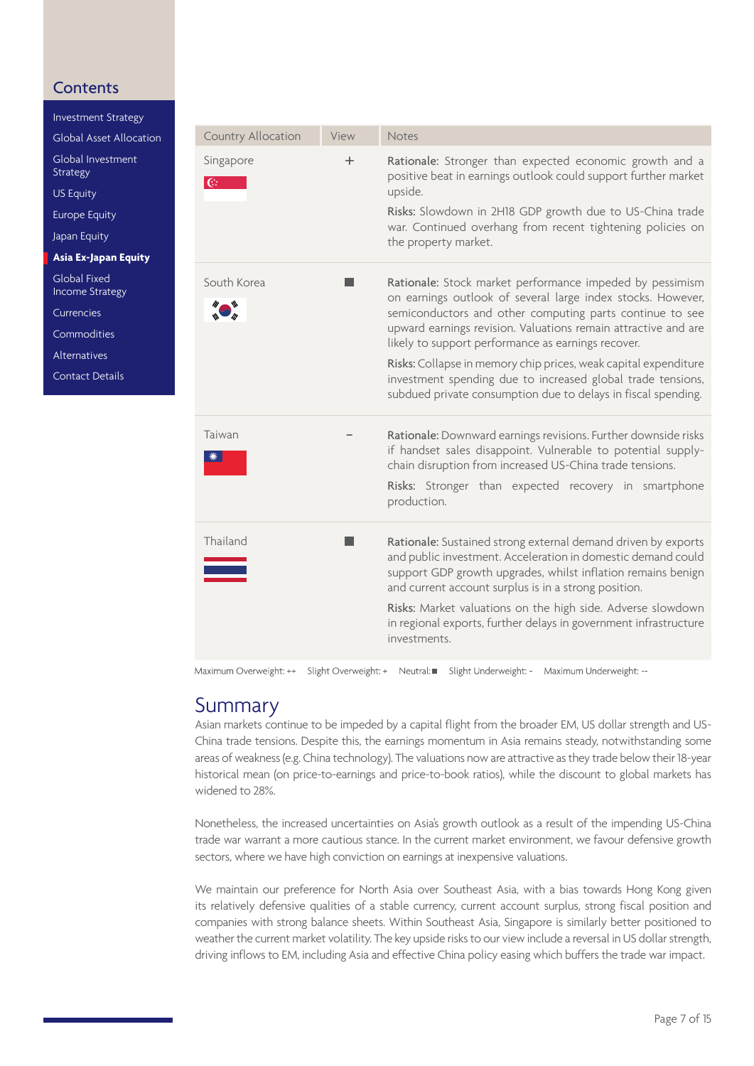## Contents

- Investment Strategy
- Global Asset Allocation
- Global Investment Strategy
- US Equity
- Europe Equity
- Japan Equity
- **Asia Ex-Japan Equity**
- Global Fixed Income Strategy
- Currencies
- Commodities
- Alternatives
- Contact Details

| Country Allocation | View | Notes |
|---|---|---|
| Singapore | + | **Rationale:** Stronger than expected economic growth and a positive beat in earnings outlook could support further market upside.<br>**Risks:** Slowdown in 2H18 GDP growth due to US-China trade war. Continued overhang from recent tightening policies on the property market. |
| South Korea | ■ | **Rationale:** Stock market performance impeded by pessimism on earnings outlook of several large index stocks. However, semiconductors and other computing parts continue to see upward earnings revision. Valuations remain attractive and are likely to support performance as earnings recover.<br>**Risks:** Collapse in memory chip prices, weak capital expenditure investment spending due to increased global trade tensions, subdued private consumption due to delays in fiscal spending. |
| Taiwan | – | **Rationale:** Downward earnings revisions. Further downside risks if handset sales disappoint. Vulnerable to potential supply-chain disruption from increased US-China trade tensions.<br>**Risks:** Stronger than expected recovery in smartphone production. |
| Thailand | ■ | **Rationale:** Sustained strong external demand driven by exports and public investment. Acceleration in domestic demand could support GDP growth upgrades, whilst inflation remains benign and current account surplus is in a strong position.<br>**Risks:** Market valuations on the high side. Adverse slowdown in regional exports, further delays in government infrastructure investments. |

Maximum Overweight: ++ Slight Overweight: + Neutral: ■ Slight Underweight: - Maximum Underweight: --

## Summary

Asian markets continue to be impeded by a capital flight from the broader EM, US dollar strength and US-China trade tensions. Despite this, the earnings momentum in Asia remains steady, notwithstanding some areas of weakness (e.g. China technology). The valuations now are attractive as they trade below their 18-year historical mean (on price-to-earnings and price-to-book ratios), while the discount to global markets has widened to 28%.

Nonetheless, the increased uncertainties on Asia's growth outlook as a result of the impending US-China trade war warrant a more cautious stance. In the current market environment, we favour defensive growth sectors, where we have high conviction on earnings at inexpensive valuations.

We maintain our preference for North Asia over Southeast Asia, with a bias towards Hong Kong given its relatively defensive qualities of a stable currency, current account surplus, strong fiscal position and companies with strong balance sheets. Within Southeast Asia, Singapore is similarly better positioned to weather the current market volatility. The key upside risks to our view include a reversal in US dollar strength, driving inflows to EM, including Asia and effective China policy easing which buffers the trade war impact.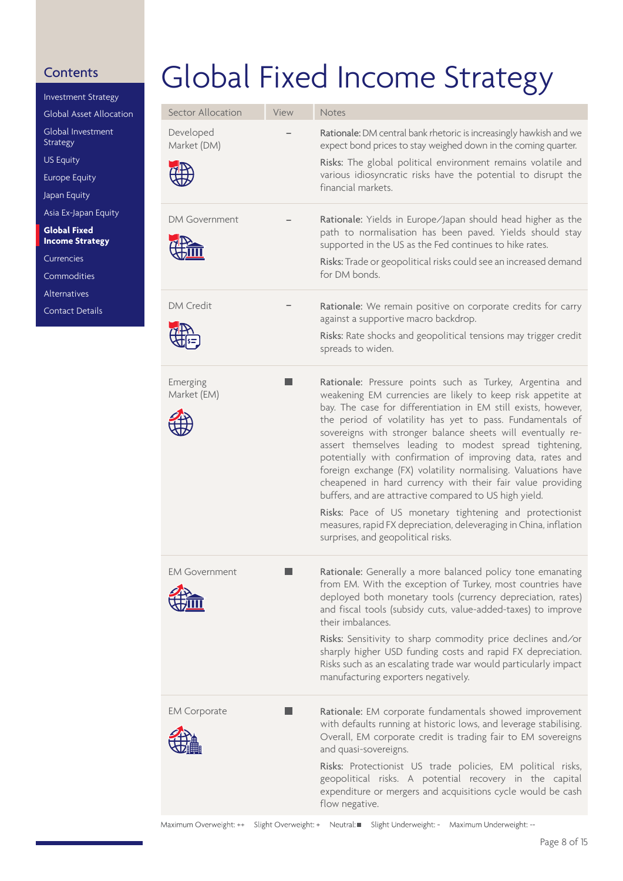# Global Fixed Income Strategy

| Sector Allocation | View | Notes |
|---|---|---|
| Developed Market (DM) | – | **Rationale:** DM central bank rhetoric is increasingly hawkish and we expect bond prices to stay weighed down in the coming quarter. **Risks:** The global political environment remains volatile and various idiosyncratic risks have the potential to disrupt the financial markets. |
| DM Government | – | **Rationale:** Yields in Europe/Japan should head higher as the path to normalisation has been paved. Yields should stay supported in the US as the Fed continues to hike rates. **Risks:** Trade or geopolitical risks could see an increased demand for DM bonds. |
| DM Credit | – | **Rationale:** We remain positive on corporate credits for carry against a supportive macro backdrop. **Risks:** Rate shocks and geopolitical tensions may trigger credit spreads to widen. |
| Emerging Market (EM) | ■ | **Rationale:** Pressure points such as Turkey, Argentina and weakening EM currencies are likely to keep risk appetite at bay. The case for differentiation in EM still exists, however, the period of volatility has yet to pass. Fundamentals of sovereigns with stronger balance sheets will eventually re-assert themselves leading to modest spread tightening, potentially with confirmation of improving data, rates and foreign exchange (FX) volatility normalising. Valuations have cheapened in hard currency with their fair value providing buffers, and are attractive compared to US high yield. **Risks:** Pace of US monetary tightening and protectionist measures, rapid FX depreciation, deleveraging in China, inflation surprises, and geopolitical risks. |
| EM Government | ■ | **Rationale:** Generally a more balanced policy tone emanating from EM. With the exception of Turkey, most countries have deployed both monetary tools (currency depreciation, rates) and fiscal tools (subsidy cuts, value-added-taxes) to improve their imbalances. **Risks:** Sensitivity to sharp commodity price declines and/or sharply higher USD funding costs and rapid FX depreciation. Risks such as an escalating trade war would particularly impact manufacturing exporters negatively. |
| EM Corporate | ■ | **Rationale:** EM corporate fundamentals showed improvement with defaults running at historic lows, and leverage stabilising. Overall, EM corporate credit is trading fair to EM sovereigns and quasi-sovereigns. **Risks:** Protectionist US trade policies, EM political risks, geopolitical risks. A potential recovery in the capital expenditure or mergers and acquisitions cycle would be cash flow negative. |

Maximum Overweight: ++ Slight Overweight: + Neutral: ■ Slight Underweight: - Maximum Underweight: --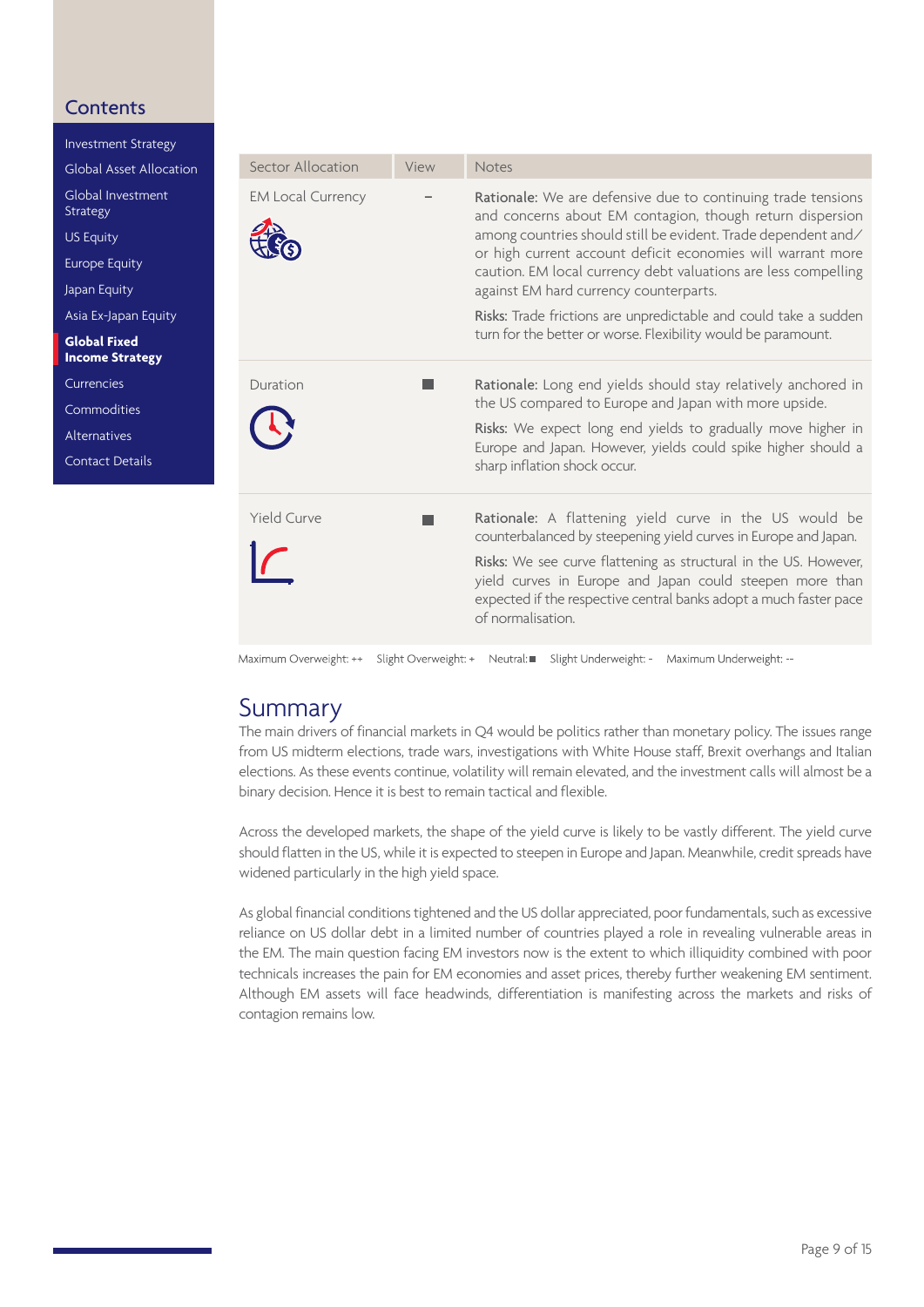## Contents

- Investment Strategy
- Global Asset Allocation
- Global Investment Strategy
- US Equity
- Europe Equity
- Japan Equity
- Asia Ex-Japan Equity
- **Global Fixed Income Strategy**
- Currencies
- Commodities
- Alternatives
- Contact Details

| Sector Allocation | View | Notes |
|---|---|---|
| EM Local Currency | - | **Rationale:** We are defensive due to continuing trade tensions and concerns about EM contagion, though return dispersion among countries should still be evident. Trade dependent and/or high current account deficit economies will warrant more caution. EM local currency debt valuations are less compelling against EM hard currency counterparts.<br><br>**Risks:** Trade frictions are unpredictable and could take a sudden turn for the better or worse. Flexibility would be paramount. |
| Duration | ■ | **Rationale:** Long end yields should stay relatively anchored in the US compared to Europe and Japan with more upside.<br><br>**Risks:** We expect long end yields to gradually move higher in Europe and Japan. However, yields could spike higher should a sharp inflation shock occur. |
| Yield Curve | ■ | **Rationale:** A flattening yield curve in the US would be counterbalanced by steepening yield curves in Europe and Japan.<br><br>**Risks:** We see curve flattening as structural in the US. However, yield curves in Europe and Japan could steepen more than expected if the respective central banks adopt a much faster pace of normalisation. |

Maximum Overweight: ++ Slight Overweight: + Neutral: ■ Slight Underweight: - Maximum Underweight: --

## Summary

The main drivers of financial markets in Q4 would be politics rather than monetary policy. The issues range from US midterm elections, trade wars, investigations with White House staff, Brexit overhangs and Italian elections. As these events continue, volatility will remain elevated, and the investment calls will almost be a binary decision. Hence it is best to remain tactical and flexible.

Across the developed markets, the shape of the yield curve is likely to be vastly different. The yield curve should flatten in the US, while it is expected to steepen in Europe and Japan. Meanwhile, credit spreads have widened particularly in the high yield space.

As global financial conditions tightened and the US dollar appreciated, poor fundamentals, such as excessive reliance on US dollar debt in a limited number of countries played a role in revealing vulnerable areas in the EM. The main question facing EM investors now is the extent to which illiquidity combined with poor technicals increases the pain for EM economies and asset prices, thereby further weakening EM sentiment. Although EM assets will face headwinds, differentiation is manifesting across the markets and risks of contagion remains low.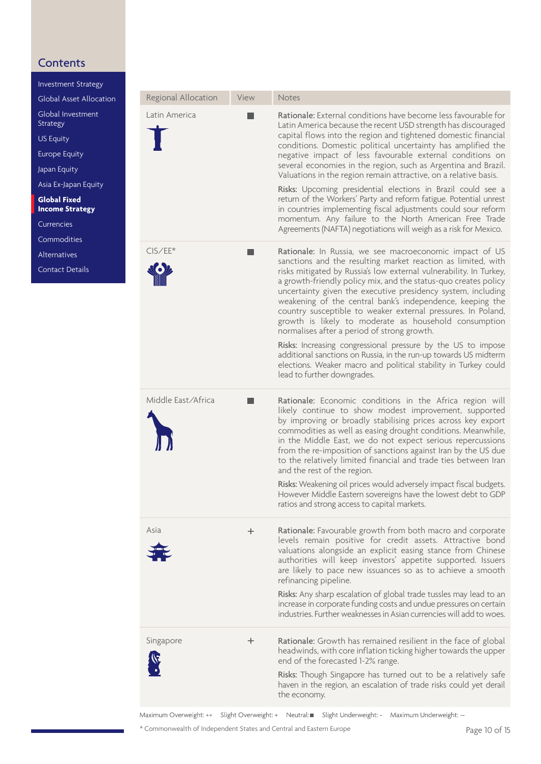## Contents

- Investment Strategy
- Global Asset Allocation
- Global Investment Strategy
- US Equity
- Europe Equity
- Japan Equity
- Asia Ex-Japan Equity
- **Global Fixed Income Strategy**
- Currencies
- Commodities
- Alternatives
- Contact Details

| Regional Allocation | View | Notes |
|---|---|---|
| Latin America | ■ | Rationale: External conditions have become less favourable for Latin America because the recent USD strength has discouraged capital flows into the region and tightened domestic financial conditions. Domestic political uncertainty has amplified the negative impact of less favourable external conditions on several economies in the region, such as Argentina and Brazil. Valuations in the region remain attractive, on a relative basis.<br><br>Risks: Upcoming presidential elections in Brazil could see a return of the Workers' Party and reform fatigue. Potential unrest in countries implementing fiscal adjustments could sour reform momentum. Any failure to the North American Free Trade Agreements (NAFTA) negotiations will weigh as a risk for Mexico. |
| CIS/EE* | ■ | Rationale: In Russia, we see macroeconomic impact of US sanctions and the resulting market reaction as limited, with risks mitigated by Russia's low external vulnerability. In Turkey, a growth-friendly policy mix, and the status-quo creates policy uncertainty given the executive presidency system, including weakening of the central bank's independence, keeping the country susceptible to weaker external pressures. In Poland, growth is likely to moderate as household consumption normalises after a period of strong growth.<br><br>Risks: Increasing congressional pressure by the US to impose additional sanctions on Russia, in the run-up towards US midterm elections. Weaker macro and political stability in Turkey could lead to further downgrades. |
| Middle East/Africa | ■ | Rationale: Economic conditions in the Africa region will likely continue to show modest improvement, supported by improving or broadly stabilising prices across key export commodities as well as easing drought conditions. Meanwhile, in the Middle East, we do not expect serious repercussions from the re-imposition of sanctions against Iran by the US due to the relatively limited financial and trade ties between Iran and the rest of the region.<br><br>Risks: Weakening oil prices would adversely impact fiscal budgets. However Middle Eastern sovereigns have the lowest debt to GDP ratios and strong access to capital markets. |
| Asia | + | Rationale: Favourable growth from both macro and corporate levels remain positive for credit assets. Attractive bond valuations alongside an explicit easing stance from Chinese authorities will keep investors' appetite supported. Issuers are likely to pace new issuances so as to achieve a smooth refinancing pipeline.<br><br>Risks: Any sharp escalation of global trade tussles may lead to an increase in corporate funding costs and undue pressures on certain industries. Further weaknesses in Asian currencies will add to woes. |
| Singapore | + | Rationale: Growth has remained resilient in the face of global headwinds, with core inflation ticking higher towards the upper end of the forecasted 1-2% range.<br><br>Risks: Though Singapore has turned out to be a relatively safe haven in the region, an escalation of trade risks could yet derail the economy. |

Maximum Overweight: ++ Slight Overweight: + Neutral: ■ Slight Underweight: - Maximum Underweight: --

* Commonwealth of Independent States and Central and Eastern Europe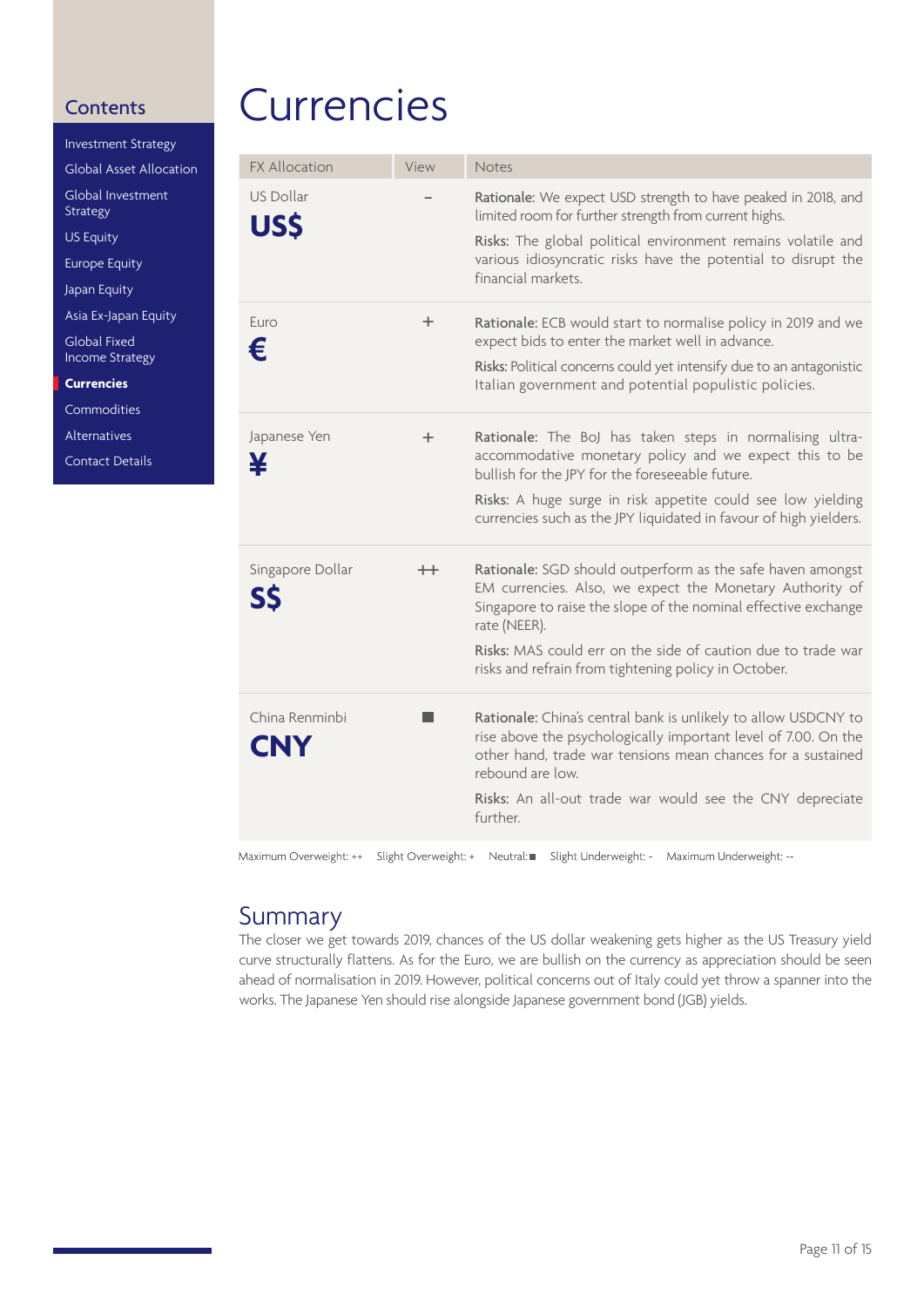## Contents

- Investment Strategy
- Global Asset Allocation
- Global Investment Strategy
- US Equity
- Europe Equity
- Japan Equity
- Asia Ex-Japan Equity
- Global Fixed Income Strategy
- **Currencies**
- Commodities
- Alternatives
- Contact Details

# Currencies

| FX Allocation | View | Notes |
|---|---|---|
| US Dollar **US$** | - | **Rationale:** We expect USD strength to have peaked in 2018, and limited room for further strength from current highs. **Risks:** The global political environment remains volatile and various idiosyncratic risks have the potential to disrupt the financial markets. |
| Euro **€** | + | **Rationale:** ECB would start to normalise policy in 2019 and we expect bids to enter the market well in advance. **Risks:** Political concerns could yet intensify due to an antagonistic Italian government and potential populistic policies. |
| Japanese Yen **¥** | + | **Rationale:** The BoJ has taken steps in normalising ultra-accommodative monetary policy and we expect this to be bullish for the JPY for the foreseeable future. **Risks:** A huge surge in risk appetite could see low yielding currencies such as the JPY liquidated in favour of high yielders. |
| Singapore Dollar **S$** | ++ | **Rationale:** SGD should outperform as the safe haven amongst EM currencies. Also, we expect the Monetary Authority of Singapore to raise the slope of the nominal effective exchange rate (NEER). **Risks:** MAS could err on the side of caution due to trade war risks and refrain from tightening policy in October. |
| China Renminbi **CNY** | ■ | **Rationale:** China's central bank is unlikely to allow USDCNY to rise above the psychologically important level of 7.00. On the other hand, trade war tensions mean chances for a sustained rebound are low. **Risks:** An all-out trade war would see the CNY depreciate further. |

Maximum Overweight: ++ Slight Overweight: + Neutral: ■ Slight Underweight: - Maximum Underweight: --

## Summary

The closer we get towards 2019, chances of the US dollar weakening gets higher as the US Treasury yield curve structurally flattens. As for the Euro, we are bullish on the currency as appreciation should be seen ahead of normalisation in 2019. However, political concerns out of Italy could yet throw a spanner into the works. The Japanese Yen should rise alongside Japanese government bond (JGB) yields.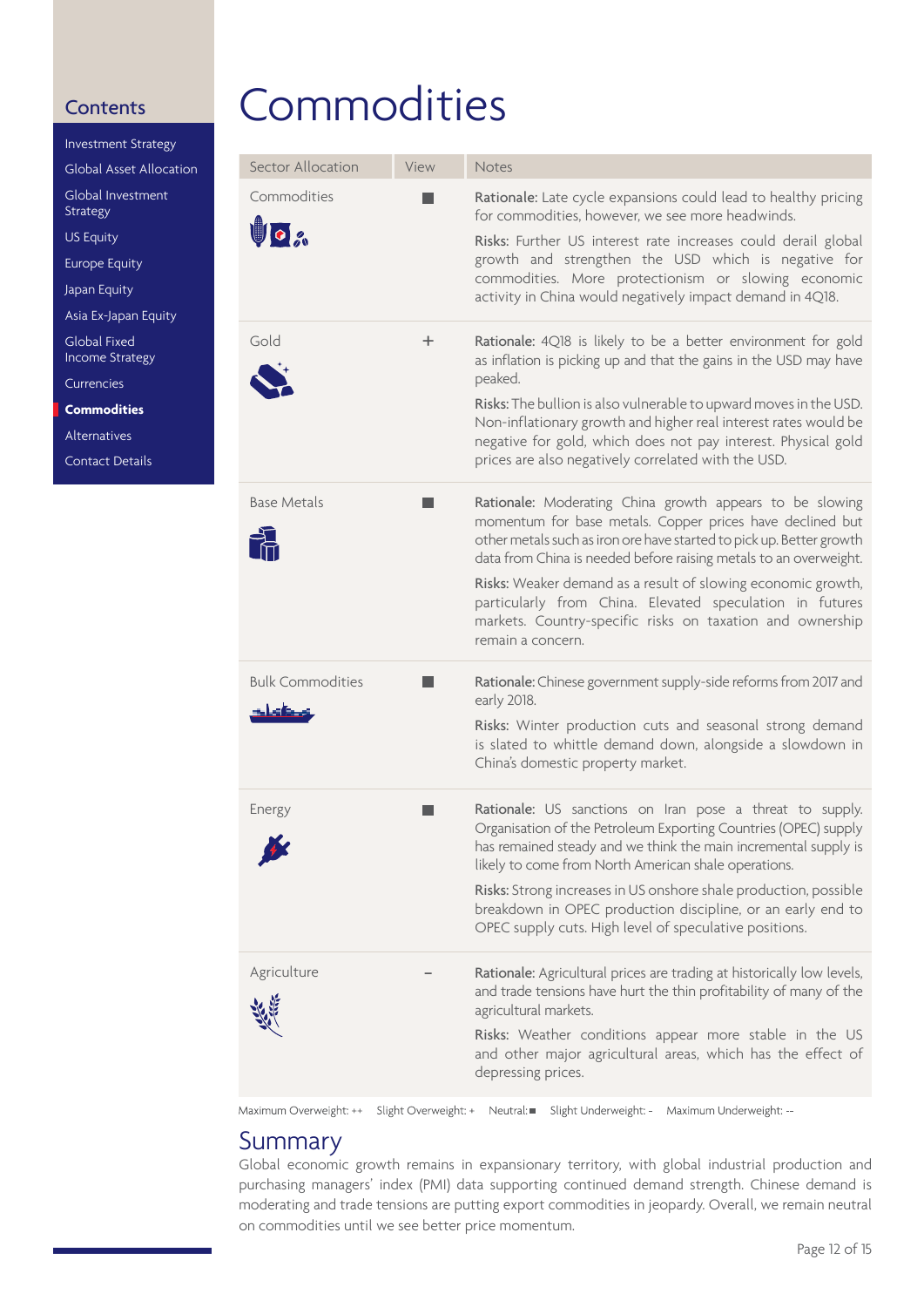## Contents

- Investment Strategy
- Global Asset Allocation
- Global Investment Strategy
- US Equity
- Europe Equity
- Japan Equity
- Asia Ex-Japan Equity
- Global Fixed Income Strategy
- Currencies
- **Commodities**
- Alternatives
- Contact Details

# Commodities

| Sector Allocation | View | Notes |
|---|---|---|
| Commodities | ■ | **Rationale:** Late cycle expansions could lead to healthy pricing for commodities, however, we see more headwinds. **Risks:** Further US interest rate increases could derail global growth and strengthen the USD which is negative for commodities. More protectionism or slowing economic activity in China would negatively impact demand in 4Q18. |
| Gold | + | **Rationale:** 4Q18 is likely to be a better environment for gold as inflation is picking up and that the gains in the USD may have peaked. **Risks:** The bullion is also vulnerable to upward moves in the USD. Non-inflationary growth and higher real interest rates would be negative for gold, which does not pay interest. Physical gold prices are also negatively correlated with the USD. |
| Base Metals | ■ | **Rationale:** Moderating China growth appears to be slowing momentum for base metals. Copper prices have declined but other metals such as iron ore have started to pick up. Better growth data from China is needed before raising metals to an overweight. **Risks:** Weaker demand as a result of slowing economic growth, particularly from China. Elevated speculation in futures markets. Country-specific risks on taxation and ownership remain a concern. |
| Bulk Commodities | ■ | **Rationale:** Chinese government supply-side reforms from 2017 and early 2018. **Risks:** Winter production cuts and seasonal strong demand is slated to whittle demand down, alongside a slowdown in China's domestic property market. |
| Energy | ■ | **Rationale:** US sanctions on Iran pose a threat to supply. Organisation of the Petroleum Exporting Countries (OPEC) supply has remained steady and we think the main incremental supply is likely to come from North American shale operations. **Risks:** Strong increases in US onshore shale production, possible breakdown in OPEC production discipline, or an early end to OPEC supply cuts. High level of speculative positions. |
| Agriculture | – | **Rationale:** Agricultural prices are trading at historically low levels, and trade tensions have hurt the thin profitability of many of the agricultural markets. **Risks:** Weather conditions appear more stable in the US and other major agricultural areas, which has the effect of depressing prices. |

Maximum Overweight: ++ Slight Overweight: + Neutral: ■ Slight Underweight: - Maximum Underweight: --

## Summary

Global economic growth remains in expansionary territory, with global industrial production and purchasing managers' index (PMI) data supporting continued demand strength. Chinese demand is moderating and trade tensions are putting export commodities in jeopardy. Overall, we remain neutral on commodities until we see better price momentum.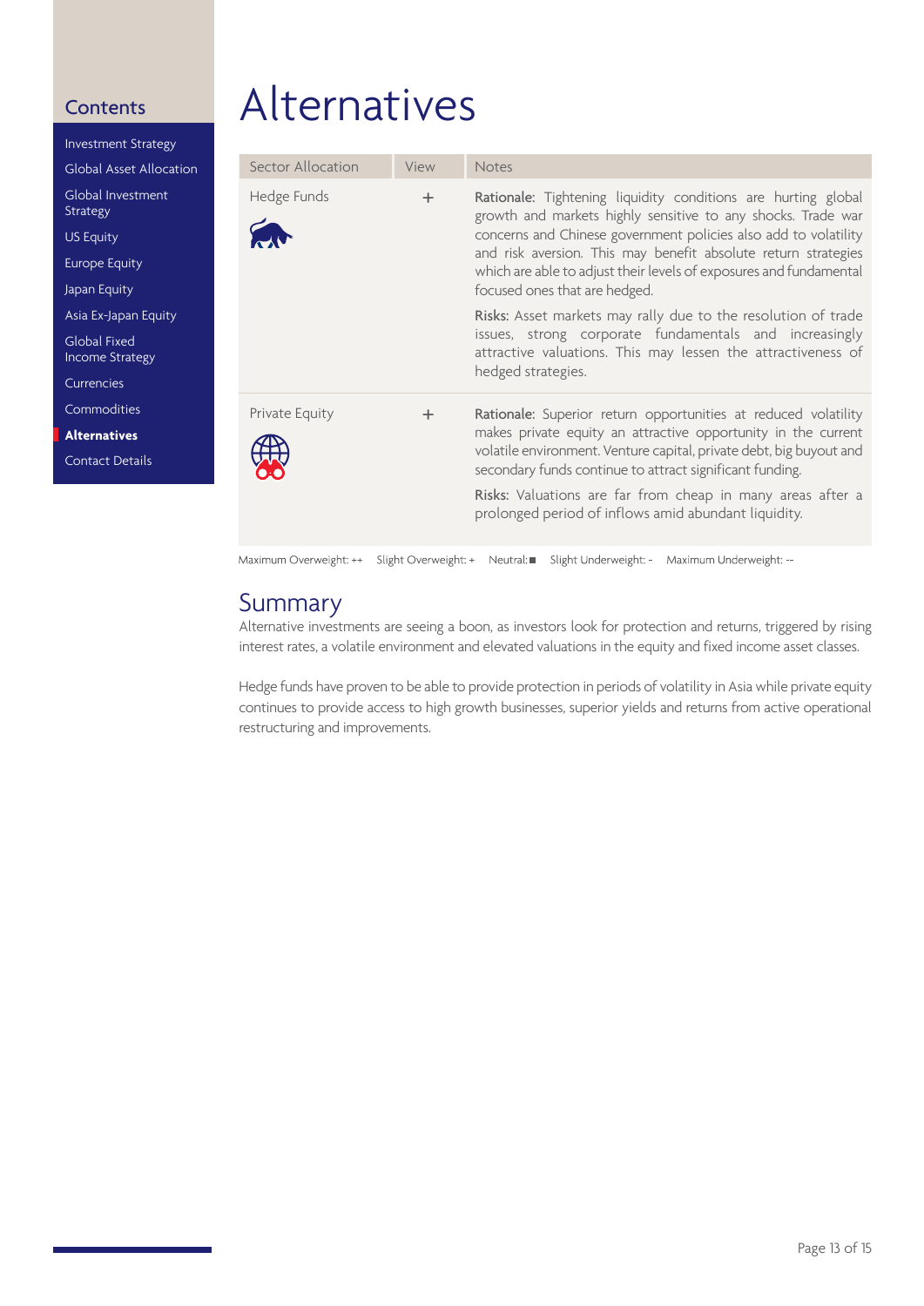# Alternatives

| Sector Allocation | View | Notes |
|---|---|---|
| Hedge Funds | + | **Rationale:** Tightening liquidity conditions are hurting global growth and markets highly sensitive to any shocks. Trade war concerns and Chinese government policies also add to volatility and risk aversion. This may benefit absolute return strategies which are able to adjust their levels of exposures and fundamental focused ones that are hedged.<br><br>**Risks:** Asset markets may rally due to the resolution of trade issues, strong corporate fundamentals and increasingly attractive valuations. This may lessen the attractiveness of hedged strategies. |
| Private Equity | + | **Rationale:** Superior return opportunities at reduced volatility makes private equity an attractive opportunity in the current volatile environment. Venture capital, private debt, big buyout and secondary funds continue to attract significant funding.<br><br>**Risks:** Valuations are far from cheap in many areas after a prolonged period of inflows amid abundant liquidity. |

Maximum Overweight: ++ Slight Overweight: + Neutral: ■ Slight Underweight: - Maximum Underweight: --

## Summary

Alternative investments are seeing a boon, as investors look for protection and returns, triggered by rising interest rates, a volatile environment and elevated valuations in the equity and fixed income asset classes.

Hedge funds have proven to be able to provide protection in periods of volatility in Asia while private equity continues to provide access to high growth businesses, superior yields and returns from active operational restructuring and improvements.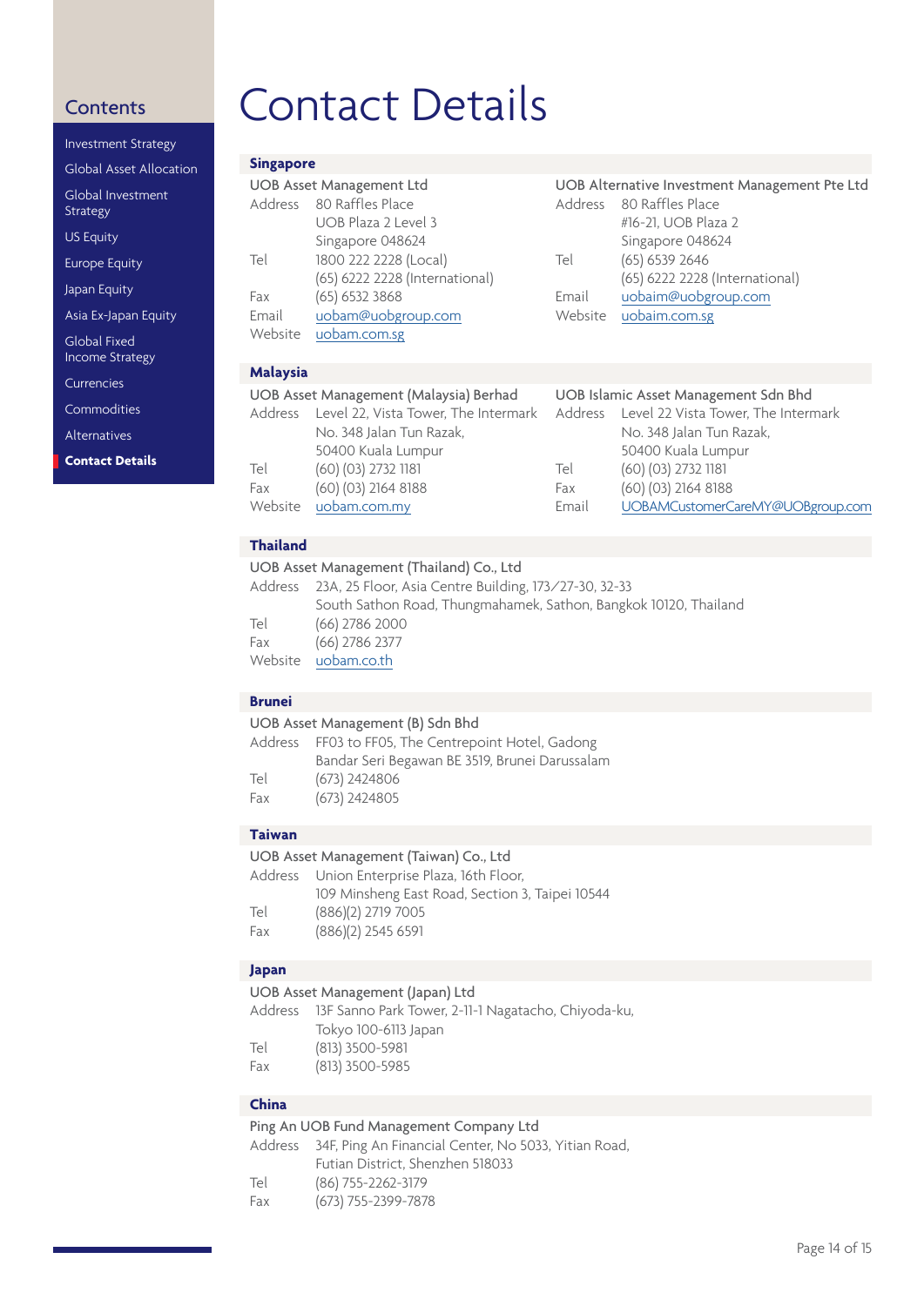# Contact Details

## Singapore

**UOB Asset Management Ltd**

Address 80 Raffles Place
UOB Plaza 2 Level 3
Singapore 048624

Tel 1800 222 2228 (Local)
(65) 6222 2228 (International)

Fax (65) 6532 3868

Email uobam@uobgroup.com

Website uobam.com.sg

**UOB Alternative Investment Management Pte Ltd**

Address 80 Raffles Place
#16-21, UOB Plaza 2
Singapore 048624

Tel (65) 6539 2646
(65) 6222 2228 (International)

Email uobaim@uobgroup.com

Website uobaim.com.sg

## Malaysia

**UOB Asset Management (Malaysia) Berhad**

Address Level 22, Vista Tower, The Intermark
No. 348 Jalan Tun Razak,
50400 Kuala Lumpur

Tel (60) (03) 2732 1181

Fax (60) (03) 2164 8188

Website uobam.com.my

**UOB Islamic Asset Management Sdn Bhd**

Address Level 22 Vista Tower, The Intermark
No. 348 Jalan Tun Razak,
50400 Kuala Lumpur

Tel (60) (03) 2732 1181

Fax (60) (03) 2164 8188

Email UOBAMCustomerCareMY@UOBgroup.com

## Thailand

**UOB Asset Management (Thailand) Co., Ltd**

Address 23A, 25 Floor, Asia Centre Building, 173/27-30, 32-33
South Sathon Road, Thungmahamek, Sathon, Bangkok 10120, Thailand

Tel (66) 2786 2000

Fax (66) 2786 2377

Website uobam.co.th

## Brunei

**UOB Asset Management (B) Sdn Bhd**

Address FF03 to FF05, The Centrepoint Hotel, Gadong
Bandar Seri Begawan BE 3519, Brunei Darussalam

Tel (673) 2424806

Fax (673) 2424805

## Taiwan

**UOB Asset Management (Taiwan) Co., Ltd**

Address Union Enterprise Plaza, 16th Floor,
109 Minsheng East Road, Section 3, Taipei 10544

Tel (886)(2) 2719 7005

Fax (886)(2) 2545 6591

## Japan

**UOB Asset Management (Japan) Ltd**

Address 13F Sanno Park Tower, 2-11-1 Nagatacho, Chiyoda-ku,
Tokyo 100-6113 Japan

Tel (813) 3500-5981

Fax (813) 3500-5985

## China

**Ping An UOB Fund Management Company Ltd**

Address 34F, Ping An Financial Center, No 5033, Yitian Road,
Futian District, Shenzhen 518033

Tel (86) 755-2262-3179

Fax (673) 755-2399-7878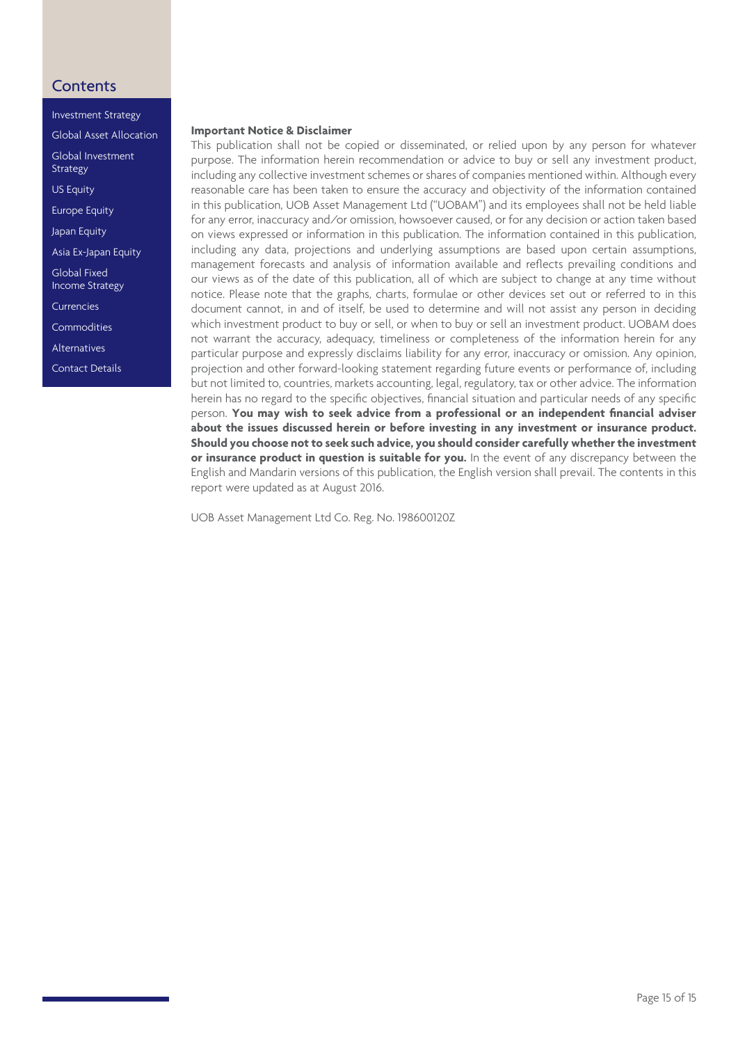Contents

- Investment Strategy
- Global Asset Allocation
- Global Investment Strategy
- US Equity
- Europe Equity
- Japan Equity
- Asia Ex-Japan Equity
- Global Fixed Income Strategy
- Currencies
- Commodities
- Alternatives
- Contact Details

**Important Notice & Disclaimer**

This publication shall not be copied or disseminated, or relied upon by any person for whatever purpose. The information herein recommendation or advice to buy or sell any investment product, including any collective investment schemes or shares of companies mentioned within. Although every reasonable care has been taken to ensure the accuracy and objectivity of the information contained in this publication, UOB Asset Management Ltd ("UOBAM") and its employees shall not be held liable for any error, inaccuracy and/or omission, howsoever caused, or for any decision or action taken based on views expressed or information in this publication. The information contained in this publication, including any data, projections and underlying assumptions are based upon certain assumptions, management forecasts and analysis of information available and reflects prevailing conditions and our views as of the date of this publication, all of which are subject to change at any time without notice. Please note that the graphs, charts, formulae or other devices set out or referred to in this document cannot, in and of itself, be used to determine and will not assist any person in deciding which investment product to buy or sell, or when to buy or sell an investment product. UOBAM does not warrant the accuracy, adequacy, timeliness or completeness of the information herein for any particular purpose and expressly disclaims liability for any error, inaccuracy or omission. Any opinion, projection and other forward-looking statement regarding future events or performance of, including but not limited to, countries, markets accounting, legal, regulatory, tax or other advice. The information herein has no regard to the specific objectives, financial situation and particular needs of any specific person. **You may wish to seek advice from a professional or an independent financial adviser about the issues discussed herein or before investing in any investment or insurance product. Should you choose not to seek such advice, you should consider carefully whether the investment or insurance product in question is suitable for you.** In the event of any discrepancy between the English and Mandarin versions of this publication, the English version shall prevail. The contents in this report were updated as at August 2016.

UOB Asset Management Ltd Co. Reg. No. 198600120Z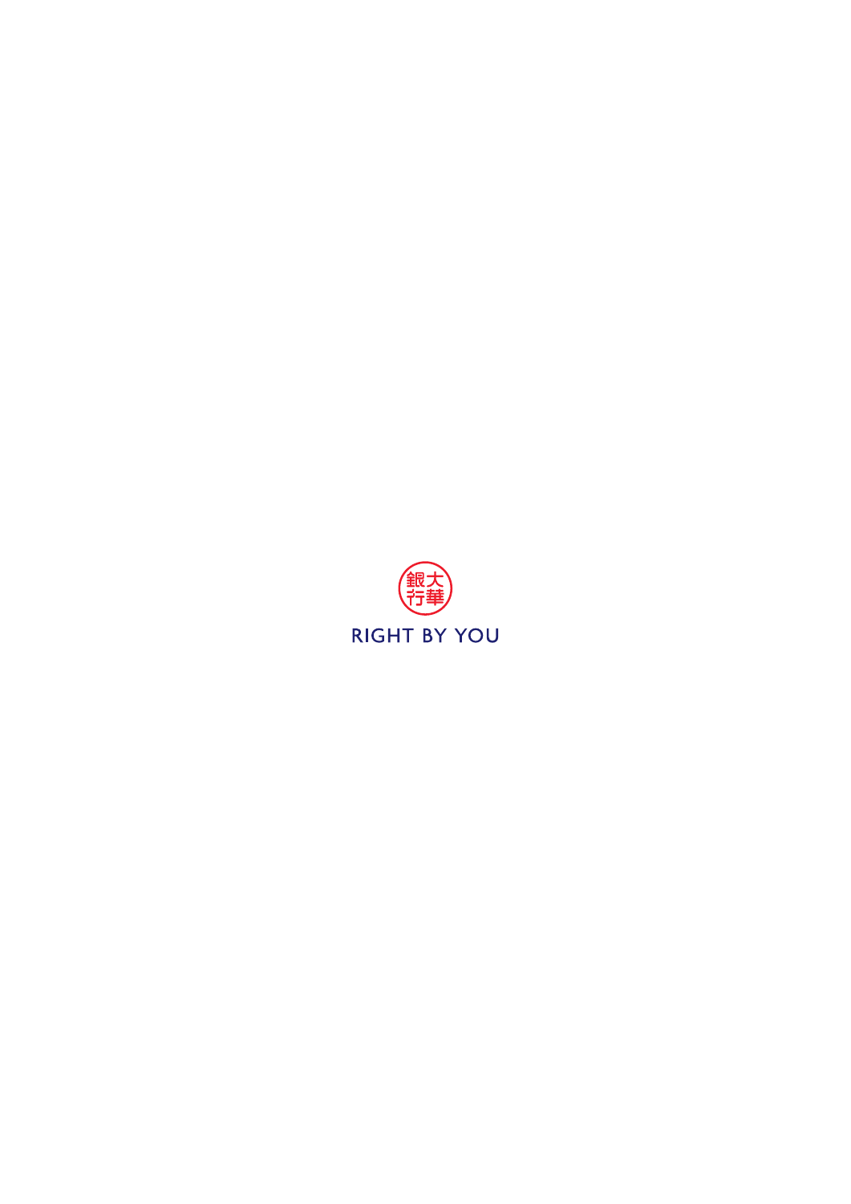大華銀行

RIGHT BY YOU